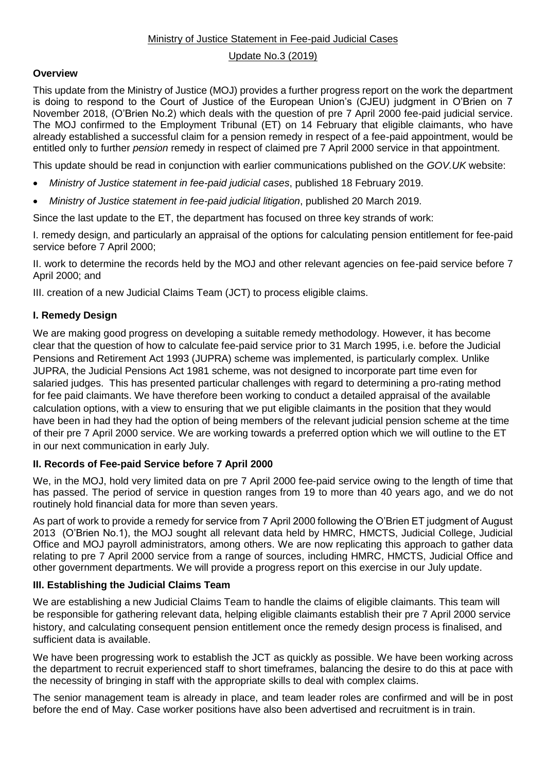Ministry of Justice Statement in Fee-paid Judicial Cases

Update No.3 (2019)

## Overview

This update from the Ministry of Justice (MOJ) provides a further progress report on the work the department is doing to respond to the Court of Justice of the European Union's (CJEU) judgment in O'Brien on 7 November 2018, (O'Brien No.2) which deals with the question of pre 7 April 2000 fee-paid judicial service. The MOJ confirmed to the Employment Tribunal (ET) on 14 February that eligible claimants, who have already established a successful claim for a pension remedy in respect of a fee-paid appointment, would be entitled only to further *pension* remedy in respect of claimed pre 7 April 2000 service in that appointment.

This update should be read in conjunction with earlier communications published on the *GOV.UK* website:

- *Ministry of Justice statement in fee-paid judicial cases*, published 18 February 2019.
- *Ministry of Justice statement in fee-paid judicial litigation*, published 20 March 2019.

Since the last update to the ET, the department has focused on three key strands of work:

I. remedy design, and particularly an appraisal of the options for calculating pension entitlement for fee-paid service before 7 April 2000;

II. work to determine the records held by the MOJ and other relevant agencies on fee-paid service before 7 April 2000; and

III. creation of a new Judicial Claims Team (JCT) to process eligible claims.

## I. Remedy Design

We are making good progress on developing a suitable remedy methodology. However, it has become clear that the question of how to calculate fee-paid service prior to 31 March 1995, i.e. before the Judicial Pensions and Retirement Act 1993 (JUPRA) scheme was implemented, is particularly complex. Unlike JUPRA, the Judicial Pensions Act 1981 scheme, was not designed to incorporate part time even for salaried judges. This has presented particular challenges with regard to determining a pro-rating method for fee paid claimants. We have therefore been working to conduct a detailed appraisal of the available calculation options, with a view to ensuring that we put eligible claimants in the position that they would have been in had they had the option of being members of the relevant judicial pension scheme at the time of their pre 7 April 2000 service. We are working towards a preferred option which we will outline to the ET in our next communication in early July.

## II. Records of Fee-paid Service before 7 April 2000

We, in the MOJ, hold very limited data on pre 7 April 2000 fee-paid service owing to the length of time that has passed. The period of service in question ranges from 19 to more than 40 years ago, and we do not routinely hold financial data for more than seven years.

As part of work to provide a remedy for service from 7 April 2000 following the O'Brien ET judgment of August 2013 (O'Brien No.1), the MOJ sought all relevant data held by HMRC, HMCTS, Judicial College, Judicial Office and MOJ payroll administrators, among others. We are now replicating this approach to gather data relating to pre 7 April 2000 service from a range of sources, including HMRC, HMCTS, Judicial Office and other government departments. We will provide a progress report on this exercise in our July update.

## III. Establishing the Judicial Claims Team

We are establishing a new Judicial Claims Team to handle the claims of eligible claimants. This team will be responsible for gathering relevant data, helping eligible claimants establish their pre 7 April 2000 service history, and calculating consequent pension entitlement once the remedy design process is finalised, and sufficient data is available.

We have been progressing work to establish the JCT as quickly as possible. We have been working across the department to recruit experienced staff to short timeframes, balancing the desire to do this at pace with the necessity of bringing in staff with the appropriate skills to deal with complex claims.

The senior management team is already in place, and team leader roles are confirmed and will be in post before the end of May. Case worker positions have also been advertised and recruitment is in train.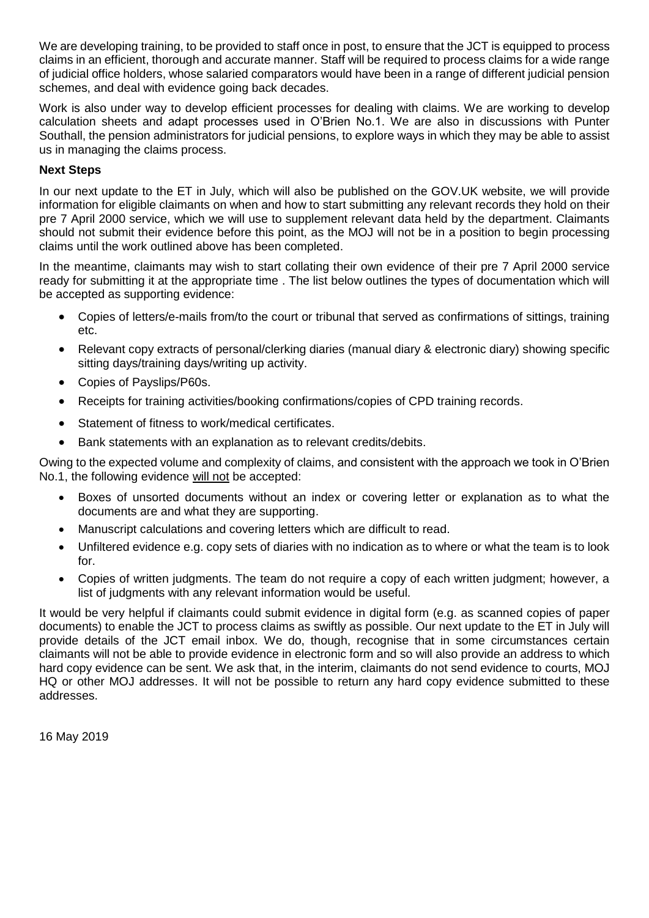We are developing training, to be provided to staff once in post, to ensure that the JCT is equipped to process claims in an efficient, thorough and accurate manner. Staff will be required to process claims for a wide range of judicial office holders, whose salaried comparators would have been in a range of different judicial pension schemes, and deal with evidence going back decades.

Work is also under way to develop efficient processes for dealing with claims. We are working to develop calculation sheets and adapt processes used in O'Brien No.1. We are also in discussions with Punter Southall, the pension administrators for judicial pensions, to explore ways in which they may be able to assist us in managing the claims process.

**Next Steps**

In our next update to the ET in July, which will also be published on the GOV.UK website, we will provide information for eligible claimants on when and how to start submitting any relevant records they hold on their pre 7 April 2000 service, which we will use to supplement relevant data held by the department. Claimants should not submit their evidence before this point, as the MOJ will not be in a position to begin processing claims until the work outlined above has been completed.

In the meantime, claimants may wish to start collating their own evidence of their pre 7 April 2000 service ready for submitting it at the appropriate time . The list below outlines the types of documentation which will be accepted as supporting evidence:

- Copies of letters/e-mails from/to the court or tribunal that served as confirmations of sittings, training etc.
- Relevant copy extracts of personal/clerking diaries (manual diary & electronic diary) showing specific sitting days/training days/writing up activity.
- Copies of Payslips/P60s.
- Receipts for training activities/booking confirmations/copies of CPD training records.
- Statement of fitness to work/medical certificates.
- Bank statements with an explanation as to relevant credits/debits.

Owing to the expected volume and complexity of claims, and consistent with the approach we took in O'Brien No.1, the following evidence will not be accepted:

- Boxes of unsorted documents without an index or covering letter or explanation as to what the documents are and what they are supporting.
- Manuscript calculations and covering letters which are difficult to read.
- Unfiltered evidence e.g. copy sets of diaries with no indication as to where or what the team is to look for.
- Copies of written judgments. The team do not require a copy of each written judgment; however, a list of judgments with any relevant information would be useful.

It would be very helpful if claimants could submit evidence in digital form (e.g. as scanned copies of paper documents) to enable the JCT to process claims as swiftly as possible. Our next update to the ET in July will provide details of the JCT email inbox. We do, though, recognise that in some circumstances certain claimants will not be able to provide evidence in electronic form and so will also provide an address to which hard copy evidence can be sent. We ask that, in the interim, claimants do not send evidence to courts, MOJ HQ or other MOJ addresses. It will not be possible to return any hard copy evidence submitted to these addresses.

16 May 2019